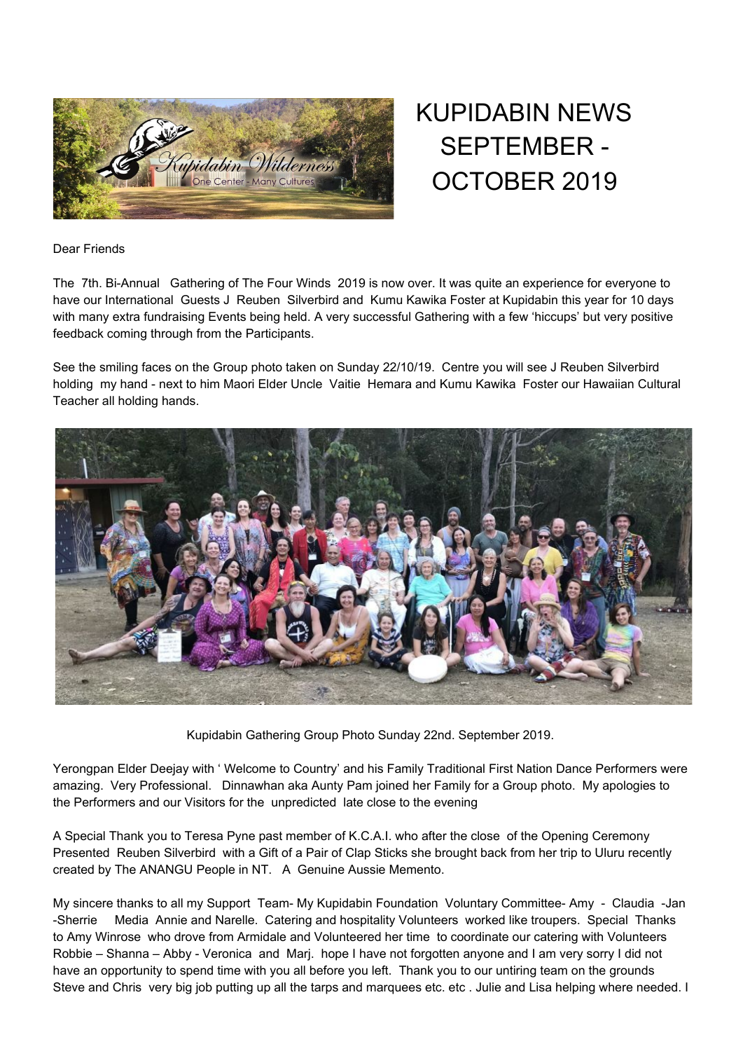# KUPIDABIN NEWS SEPTEMBER - OCTOBER 2019

Dear Friends

The 7th. Bi-Annual Gathering of The Four Winds 2019 is now over. It was quite an experience for everyone to have our International Guests J Reuben Silverbird and Kumu Kawika Foster at Kupidabin this year for 10 days with many extra fundraising Events being held. A very successful Gathering with a few 'hiccups' but very positive feedback coming through from the Participants.

See the smiling faces on the Group photo taken on Sunday 22/10/19. Centre you will see J Reuben Silverbird holding my hand - next to him Maori Elder Uncle Vaitie Hemara and Kumu Kawika Foster our Hawaiian Cultural Teacher all holding hands.

Kupidabin Gathering Group Photo Sunday 22nd. September 2019.

Yerongpan Elder Deejay with ' Welcome to Country' and his Family Traditional First Nation Dance Performers were amazing. Very Professional. Dinnawhan aka Aunty Pam joined her Family for a Group photo. My apologies to the Performers and our Visitors for the unpredicted late close to the evening

A Special Thank you to Teresa Pyne past member of K.C.A.I. who after the close of the Opening Ceremony Presented Reuben Silverbird with a Gift of a Pair of Clap Sticks she brought back from her trip to Uluru recently created by The ANANGU People in NT. A Genuine Aussie Memento.

My sincere thanks to all my Support Team- My Kupidabin Foundation Voluntary Committee- Amy - Claudia -Jan -Sherrie Media Annie and Narelle. Catering and hospitality Volunteers worked like troupers. Special Thanks to Amy Winrose who drove from Armidale and Volunteered her time to coordinate our catering with Volunteers Robbie – Shanna – Abby - Veronica and Marj. hope I have not forgotten anyone and I am very sorry I did not have an opportunity to spend time with you all before you left. Thank you to our untiring team on the grounds Steve and Chris very big job putting up all the tarps and marquees etc. etc . Julie and Lisa helping where needed. I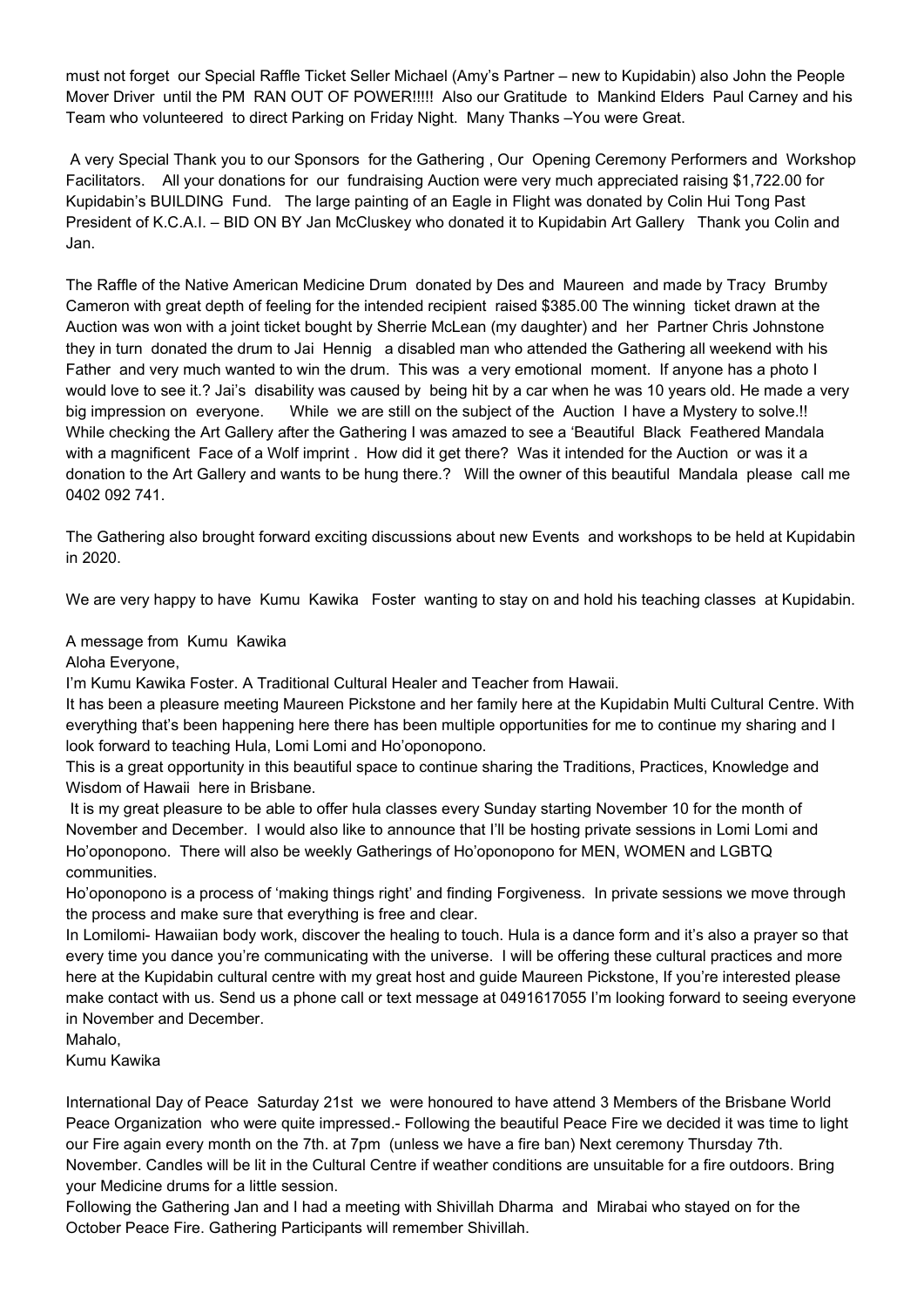must not forget our Special Raffle Ticket Seller Michael (Amy's Partner – new to Kupidabin) also John the People Mover Driver until the PM RAN OUT OF POWER!!!!! Also our Gratitude to Mankind Elders Paul Carney and his Team who volunteered to direct Parking on Friday Night. Many Thanks –You were Great.

A very Special Thank you to our Sponsors for the Gathering , Our Opening Ceremony Performers and Workshop Facilitators. All your donations for our fundraising Auction were very much appreciated raising $1,722.00 for Kupidabin's BUILDING Fund. The large painting of an Eagle in Flight was donated by Colin Hui Tong Past President of K.C.A.I. – BID ON BY Jan McCluskey who donated it to Kupidabin Art Gallery Thank you Colin and Jan.

The Raffle of the Native American Medicine Drum donated by Des and Maureen and made by Tracy Brumby Cameron with great depth of feeling for the intended recipient raised $385.00 The winning ticket drawn at the Auction was won with a joint ticket bought by Sherrie McLean (my daughter) and her Partner Chris Johnstone they in turn donated the drum to Jai Hennig a disabled man who attended the Gathering all weekend with his Father and very much wanted to win the drum. This was a very emotional moment. If anyone has a photo I would love to see it.? Jai's disability was caused by being hit by a car when he was 10 years old. He made a very big impression on everyone. While we are still on the subject of the Auction I have a Mystery to solve.!! While checking the Art Gallery after the Gathering I was amazed to see a 'Beautiful Black Feathered Mandala with a magnificent Face of a Wolf imprint . How did it get there? Was it intended for the Auction or was it a donation to the Art Gallery and wants to be hung there.? Will the owner of this beautiful Mandala please call me 0402 092 741.

The Gathering also brought forward exciting discussions about new Events and workshops to be held at Kupidabin in 2020.

We are very happy to have Kumu Kawika Foster wanting to stay on and hold his teaching classes at Kupidabin.

A message from Kumu Kawika

Aloha Everyone,

I'm Kumu Kawika Foster. A Traditional Cultural Healer and Teacher from Hawaii.

It has been a pleasure meeting Maureen Pickstone and her family here at the Kupidabin Multi Cultural Centre. With everything that's been happening here there has been multiple opportunities for me to continue my sharing and I look forward to teaching Hula, Lomi Lomi and Ho'oponopono.

This is a great opportunity in this beautiful space to continue sharing the Traditions, Practices, Knowledge and Wisdom of Hawaii here in Brisbane.

It is my great pleasure to be able to offer hula classes every Sunday starting November 10 for the month of November and December. I would also like to announce that I'll be hosting private sessions in Lomi Lomi and Ho'oponopono. There will also be weekly Gatherings of Ho'oponopono for MEN, WOMEN and LGBTQ communities.

Ho'oponopono is a process of 'making things right' and finding Forgiveness. In private sessions we move through the process and make sure that everything is free and clear.

In Lomilomi- Hawaiian body work, discover the healing to touch. Hula is a dance form and it's also a prayer so that every time you dance you're communicating with the universe. I will be offering these cultural practices and more here at the Kupidabin cultural centre with my great host and guide Maureen Pickstone, If you're interested please make contact with us. Send us a phone call or text message at 0491617055 I'm looking forward to seeing everyone in November and December.

Mahalo,

Kumu Kawika

International Day of Peace Saturday 21st we were honoured to have attend 3 Members of the Brisbane World Peace Organization who were quite impressed.- Following the beautiful Peace Fire we decided it was time to light our Fire again every month on the 7th. at 7pm (unless we have a fire ban) Next ceremony Thursday 7th. November. Candles will be lit in the Cultural Centre if weather conditions are unsuitable for a fire outdoors. Bring your Medicine drums for a little session.

Following the Gathering Jan and I had a meeting with Shivillah Dharma and Mirabai who stayed on for the October Peace Fire. Gathering Participants will remember Shivillah.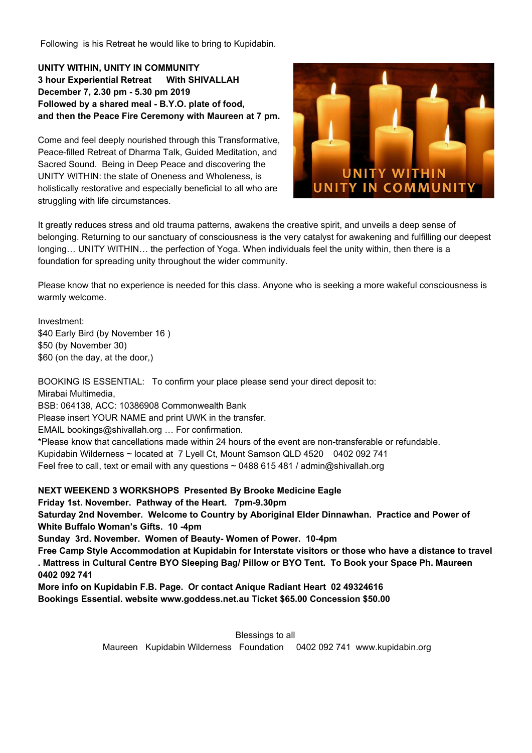Following is his Retreat he would like to bring to Kupidabin.

**UNITY WITHIN, UNITY IN COMMUNITY**
**3 hour Experiential Retreat With SHIVALLAH**
**December 7, 2.30 pm - 5.30 pm 2019**
**Followed by a shared meal - B.Y.O. plate of food,**
**and then the Peace Fire Ceremony with Maureen at 7 pm.**

Come and feel deeply nourished through this Transformative, Peace-filled Retreat of Dharma Talk, Guided Meditation, and Sacred Sound. Being in Deep Peace and discovering the UNITY WITHIN: the state of Oneness and Wholeness, is holistically restorative and especially beneficial to all who are struggling with life circumstances.

UNITY WITHIN
UNITY IN COMMUNITY

It greatly reduces stress and old trauma patterns, awakens the creative spirit, and unveils a deep sense of belonging. Returning to our sanctuary of consciousness is the very catalyst for awakening and fulfilling our deepest longing… UNITY WITHIN… the perfection of Yoga. When individuals feel the unity within, then there is a foundation for spreading unity throughout the wider community.

Please know that no experience is needed for this class. Anyone who is seeking a more wakeful consciousness is warmly welcome.

Investment:
$40 Early Bird (by November 16 )
$50 (by November 30)
$60 (on the day, at the door,)

BOOKING IS ESSENTIAL: To confirm your place please send your direct deposit to:
Mirabai Multimedia,
BSB: 064138, ACC: 10386908 Commonwealth Bank
Please insert YOUR NAME and print UWK in the transfer.
EMAIL bookings@shivallah.org … For confirmation.
*Please know that cancellations made within 24 hours of the event are non-transferable or refundable.
Kupidabin Wilderness ~ located at 7 Lyell Ct, Mount Samson QLD 4520 0402 092 741
Feel free to call, text or email with any questions ~ 0488 615 481 / admin@shivallah.org

**NEXT WEEKEND 3 WORKSHOPS Presented By Brooke Medicine Eagle**
**Friday 1st. November. Pathway of the Heart. 7pm-9.30pm**
**Saturday 2nd November. Welcome to Country by Aboriginal Elder Dinnawhan. Practice and Power of White Buffalo Woman's Gifts. 10 -4pm**
**Sunday 3rd. November. Women of Beauty- Women of Power. 10-4pm**
**Free Camp Style Accommodation at Kupidabin for Interstate visitors or those who have a distance to travel . Mattress in Cultural Centre BYO Sleeping Bag/ Pillow or BYO Tent. To Book your Space Ph. Maureen 0402 092 741**
**More info on Kupidabin F.B. Page. Or contact Anique Radiant Heart 02 49324616**
**Bookings Essential. website www.goddess.net.au Ticket $65.00 Concession $50.00**

Blessings to all
Maureen Kupidabin Wilderness Foundation 0402 092 741 www.kupidabin.org